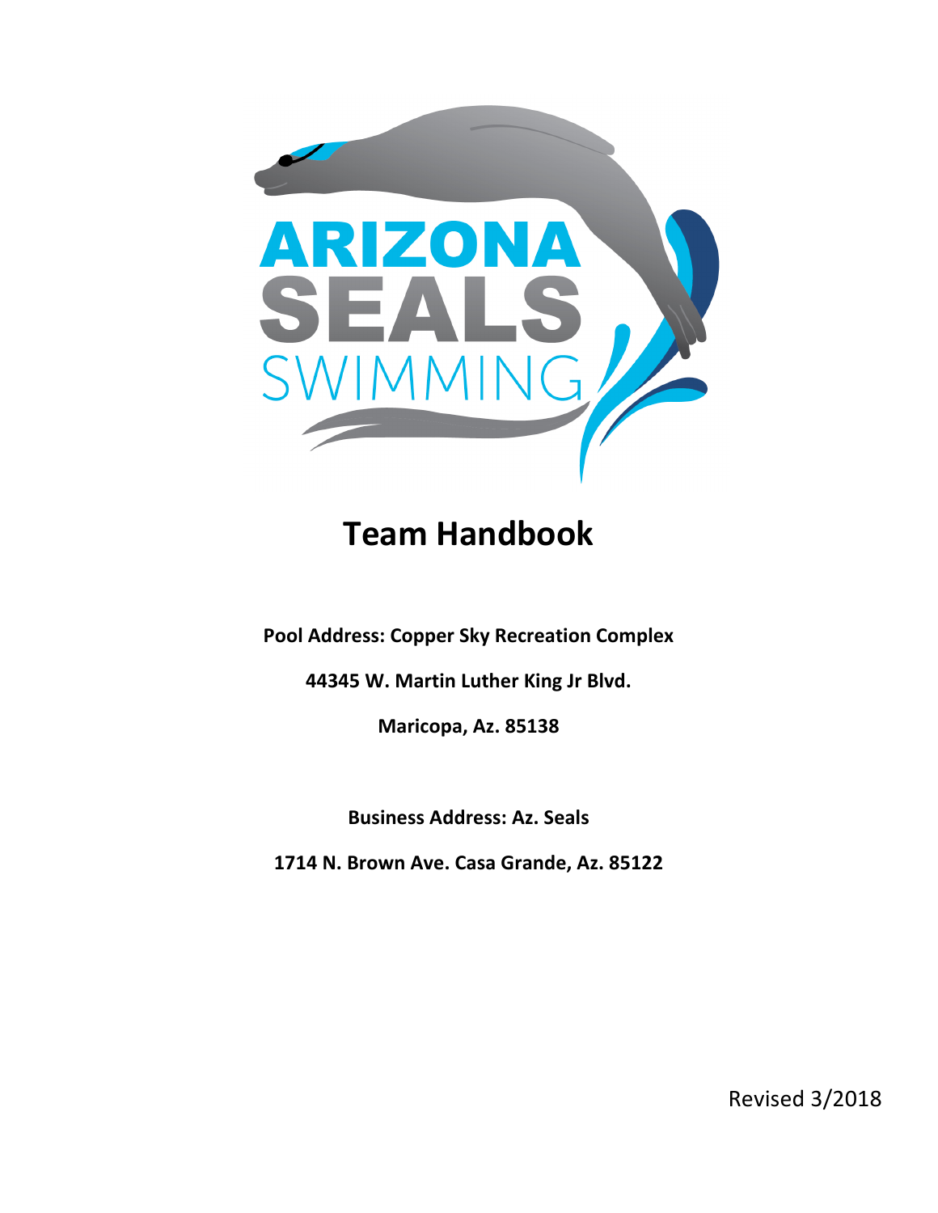# Team Handbook

**Pool Address: Copper Sky Recreation Complex**

**44345 W. Martin Luther King Jr Blvd.**

**Maricopa, Az. 85138**

**Business Address: Az. Seals**

**1714 N. Brown Ave. Casa Grande, Az. 85122**

Revised 3/2018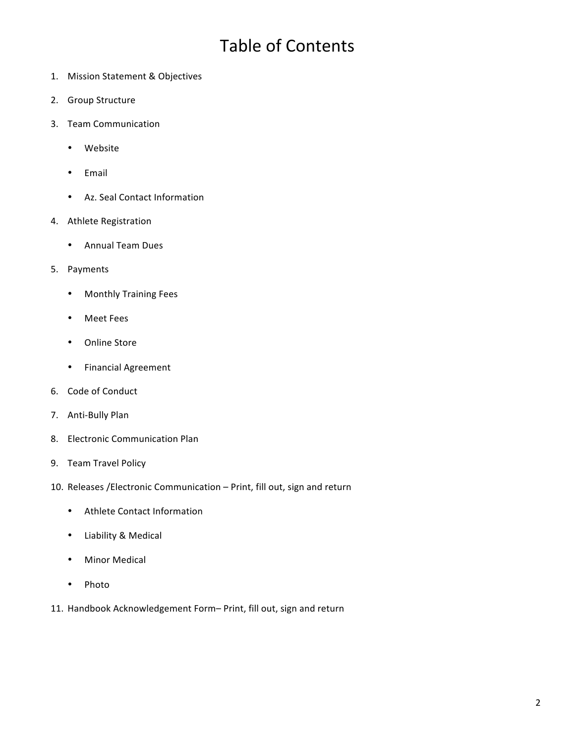# Table of Contents

1. Mission Statement & Objectives
2. Group Structure
3. Team Communication
   - Website
   - Email
   - Az. Seal Contact Information
4. Athlete Registration
   - Annual Team Dues
5. Payments
   - Monthly Training Fees
   - Meet Fees
   - Online Store
   - Financial Agreement
6. Code of Conduct
7. Anti-Bully Plan
8. Electronic Communication Plan
9. Team Travel Policy
10. Releases /Electronic Communication – Print, fill out, sign and return
    - Athlete Contact Information
    - Liability & Medical
    - Minor Medical
    - Photo
11. Handbook Acknowledgement Form– Print, fill out, sign and return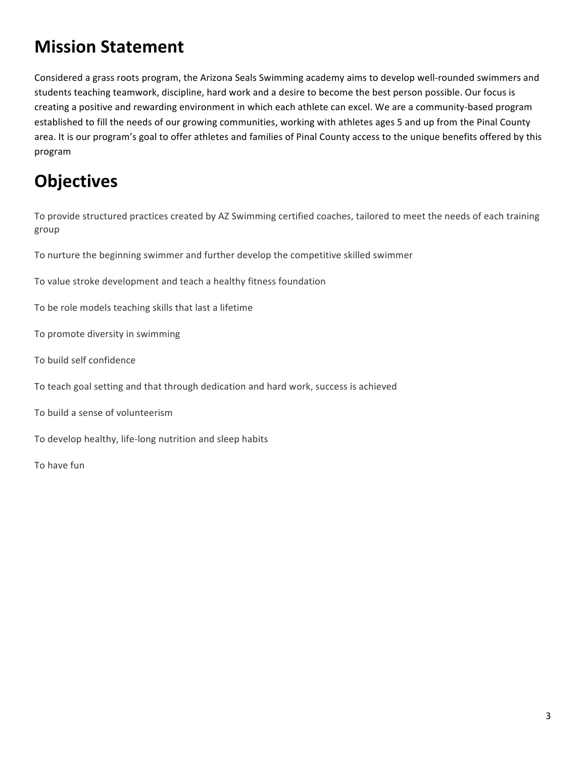# Mission Statement

Considered a grass roots program, the Arizona Seals Swimming academy aims to develop well-rounded swimmers and students teaching teamwork, discipline, hard work and a desire to become the best person possible. Our focus is creating a positive and rewarding environment in which each athlete can excel. We are a community-based program established to fill the needs of our growing communities, working with athletes ages 5 and up from the Pinal County area. It is our program's goal to offer athletes and families of Pinal County access to the unique benefits offered by this program

# Objectives

To provide structured practices created by AZ Swimming certified coaches, tailored to meet the needs of each training group

To nurture the beginning swimmer and further develop the competitive skilled swimmer

To value stroke development and teach a healthy fitness foundation

To be role models teaching skills that last a lifetime

To promote diversity in swimming

To build self confidence

To teach goal setting and that through dedication and hard work, success is achieved

To build a sense of volunteerism

To develop healthy, life-long nutrition and sleep habits

To have fun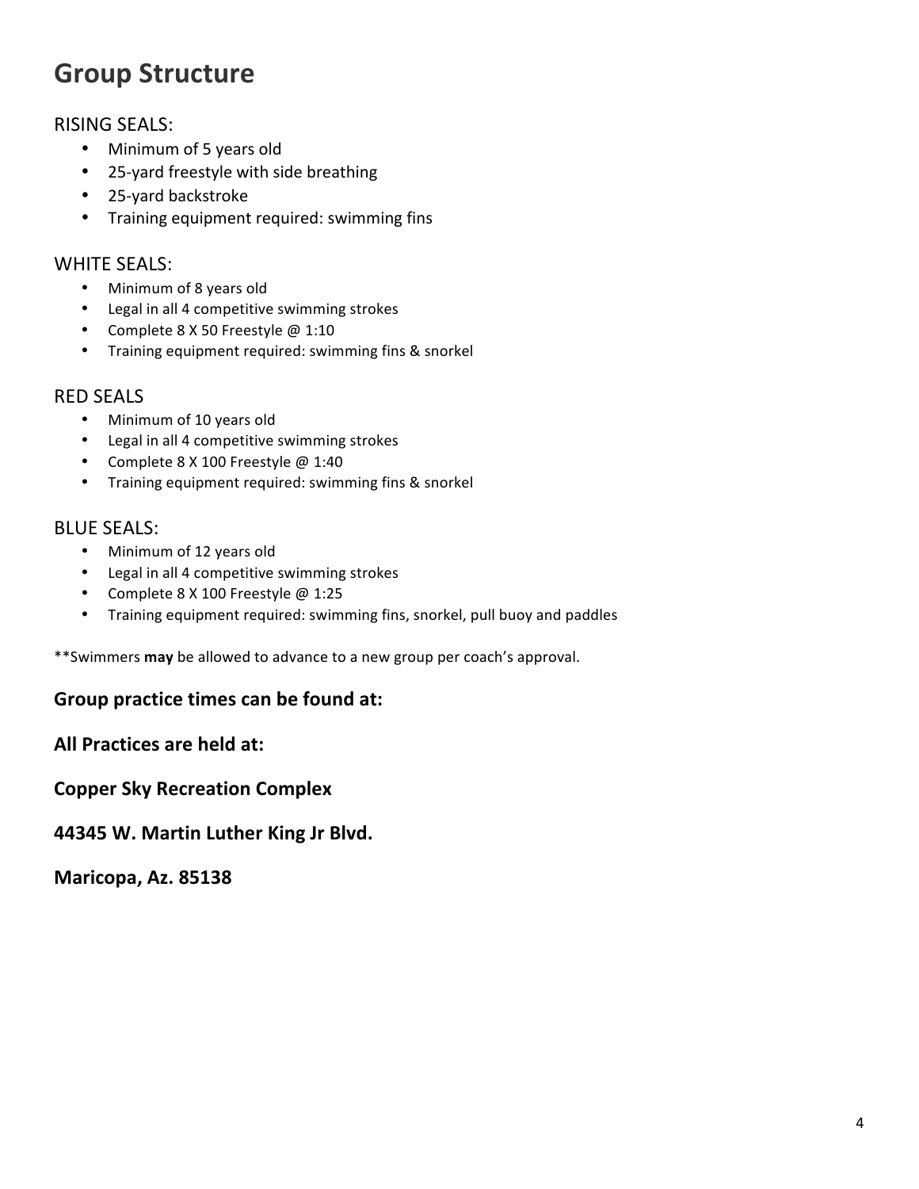## Group Structure

RISING SEALS:

- Minimum of 5 years old
- 25-yard freestyle with side breathing
- 25-yard backstroke
- Training equipment required: swimming fins

WHITE SEALS:

- Minimum of 8 years old
- Legal in all 4 competitive swimming strokes
- Complete 8 X 50 Freestyle @ 1:10
- Training equipment required: swimming fins & snorkel

RED SEALS

- Minimum of 10 years old
- Legal in all 4 competitive swimming strokes
- Complete 8 X 100 Freestyle @ 1:40
- Training equipment required: swimming fins & snorkel

BLUE SEALS:

- Minimum of 12 years old
- Legal in all 4 competitive swimming strokes
- Complete 8 X 100 Freestyle @ 1:25
- Training equipment required: swimming fins, snorkel, pull buoy and paddles

**Swimmers **may** be allowed to advance to a new group per coach's approval.

**Group practice times can be found at:**

**All Practices are held at:**

**Copper Sky Recreation Complex**

**44345 W. Martin Luther King Jr Blvd.**

**Maricopa, Az. 85138**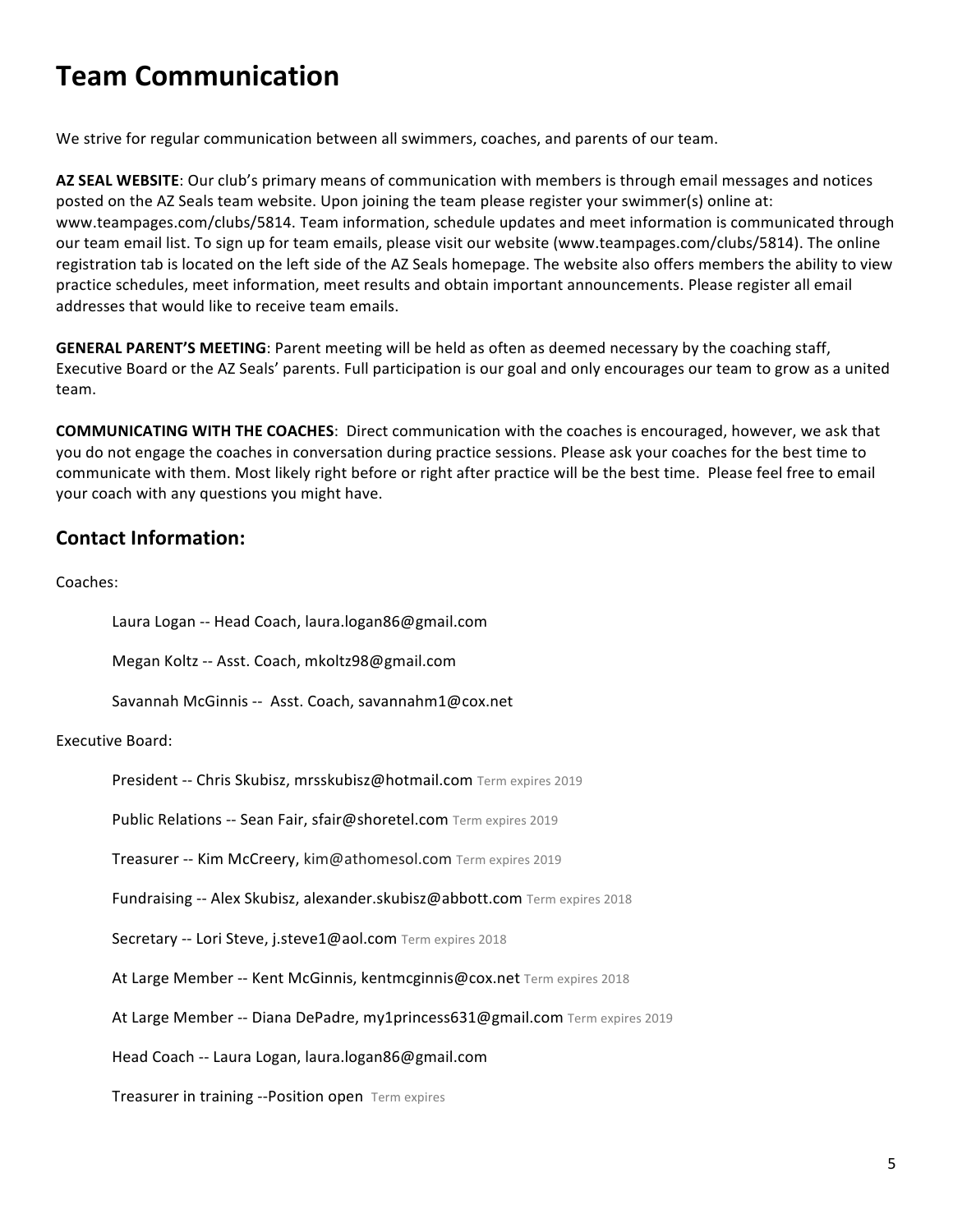# Team Communication

We strive for regular communication between all swimmers, coaches, and parents of our team.

**AZ SEAL WEBSITE**: Our club's primary means of communication with members is through email messages and notices posted on the AZ Seals team website. Upon joining the team please register your swimmer(s) online at: www.teampages.com/clubs/5814. Team information, schedule updates and meet information is communicated through our team email list. To sign up for team emails, please visit our website (www.teampages.com/clubs/5814). The online registration tab is located on the left side of the AZ Seals homepage. The website also offers members the ability to view practice schedules, meet information, meet results and obtain important announcements. Please register all email addresses that would like to receive team emails.

**GENERAL PARENT'S MEETING**: Parent meeting will be held as often as deemed necessary by the coaching staff, Executive Board or the AZ Seals' parents. Full participation is our goal and only encourages our team to grow as a united team.

**COMMUNICATING WITH THE COACHES**: Direct communication with the coaches is encouraged, however, we ask that you do not engage the coaches in conversation during practice sessions. Please ask your coaches for the best time to communicate with them. Most likely right before or right after practice will be the best time. Please feel free to email your coach with any questions you might have.

## Contact Information:

Coaches:

Laura Logan -- Head Coach, laura.logan86@gmail.com

Megan Koltz -- Asst. Coach, mkoltz98@gmail.com

Savannah McGinnis -- Asst. Coach, savannahm1@cox.net

Executive Board:

President -- Chris Skubisz, mrsskubisz@hotmail.com Term expires 2019

Public Relations -- Sean Fair, sfair@shoretel.com Term expires 2019

Treasurer -- Kim McCreery, kim@athomesol.com Term expires 2019

Fundraising -- Alex Skubisz, alexander.skubisz@abbott.com Term expires 2018

Secretary -- Lori Steve, j.steve1@aol.com Term expires 2018

At Large Member -- Kent McGinnis, kentmcginnis@cox.net Term expires 2018

At Large Member -- Diana DePadre, my1princess631@gmail.com Term expires 2019

Head Coach -- Laura Logan, laura.logan86@gmail.com

Treasurer in training --Position open Term expires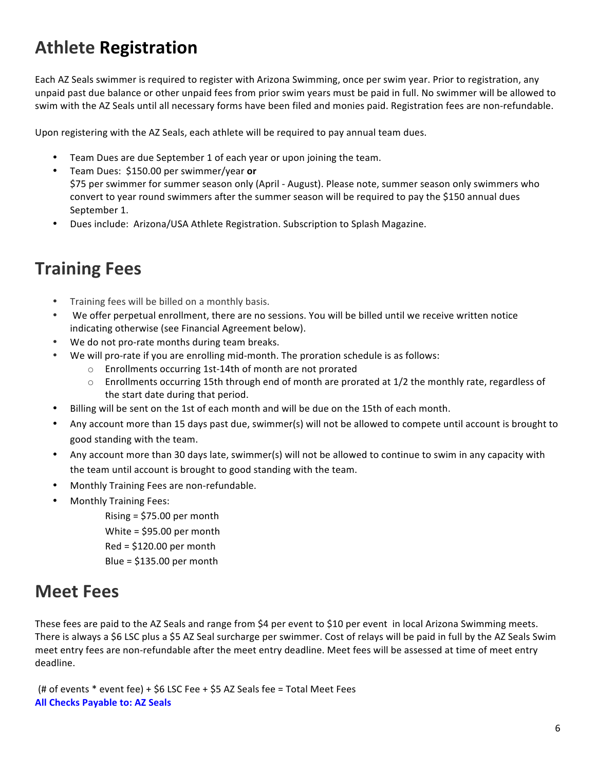## Athlete **Registration**

Each AZ Seals swimmer is required to register with Arizona Swimming, once per swim year. Prior to registration, any unpaid past due balance or other unpaid fees from prior swim years must be paid in full. No swimmer will be allowed to swim with the AZ Seals until all necessary forms have been filed and monies paid. Registration fees are non-refundable.

Upon registering with the AZ Seals, each athlete will be required to pay annual team dues.

- Team Dues are due September 1 of each year or upon joining the team.
- Team Dues: $150.00 per swimmer/year **or**
  $75 per swimmer for summer season only (April - August). Please note, summer season only swimmers who convert to year round swimmers after the summer season will be required to pay the $150 annual dues September 1.
- Dues include: Arizona/USA Athlete Registration. Subscription to Splash Magazine.

## Training Fees

- Training fees will be billed on a monthly basis.
- We offer perpetual enrollment, there are no sessions. You will be billed until we receive written notice indicating otherwise (see Financial Agreement below).
- We do not pro-rate months during team breaks.
- We will pro-rate if you are enrolling mid-month. The proration schedule is as follows:
  - Enrollments occurring 1st-14th of month are not prorated
  - Enrollments occurring 15th through end of month are prorated at 1/2 the monthly rate, regardless of the start date during that period.
- Billing will be sent on the 1st of each month and will be due on the 15th of each month.
- Any account more than 15 days past due, swimmer(s) will not be allowed to compete until account is brought to good standing with the team.
- Any account more than 30 days late, swimmer(s) will not be allowed to continue to swim in any capacity with the team until account is brought to good standing with the team.
- Monthly Training Fees are non-refundable.
- Monthly Training Fees:

  Rising = $75.00 per month
  White = $95.00 per month
  Red = $120.00 per month
  Blue = $135.00 per month

## Meet Fees

These fees are paid to the AZ Seals and range from $4 per event to $10 per event in local Arizona Swimming meets. There is always a $6 LSC plus a $5 AZ Seal surcharge per swimmer. Cost of relays will be paid in full by the AZ Seals Swim meet entry fees are non-refundable after the meet entry deadline. Meet fees will be assessed at time of meet entry deadline.

(# of events * event fee) + $6 LSC Fee + $5 AZ Seals fee = Total Meet Fees

**All Checks Payable to: AZ Seals**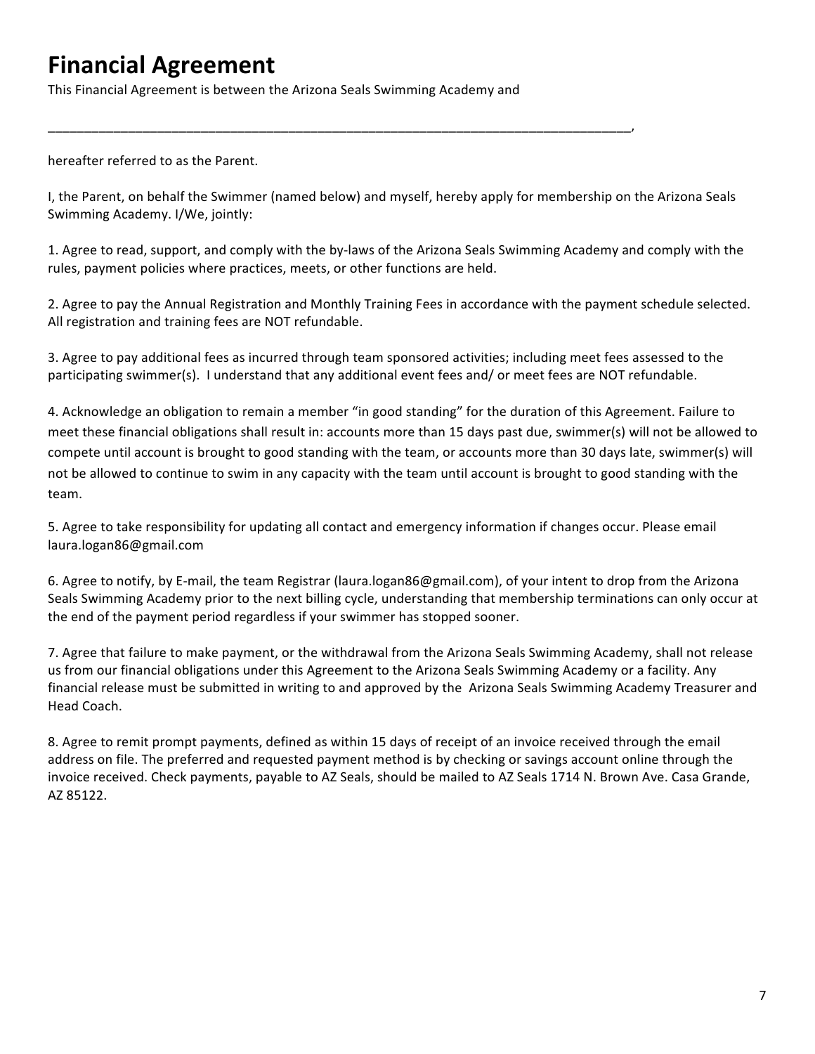# Financial Agreement

This Financial Agreement is between the Arizona Seals Swimming Academy and

_____________________________________________________________________________________,

hereafter referred to as the Parent.

I, the Parent, on behalf the Swimmer (named below) and myself, hereby apply for membership on the Arizona Seals Swimming Academy. I/We, jointly:

1. Agree to read, support, and comply with the by-laws of the Arizona Seals Swimming Academy and comply with the rules, payment policies where practices, meets, or other functions are held.

2. Agree to pay the Annual Registration and Monthly Training Fees in accordance with the payment schedule selected. All registration and training fees are NOT refundable.

3. Agree to pay additional fees as incurred through team sponsored activities; including meet fees assessed to the participating swimmer(s). I understand that any additional event fees and/ or meet fees are NOT refundable.

4. Acknowledge an obligation to remain a member "in good standing" for the duration of this Agreement. Failure to meet these financial obligations shall result in: accounts more than 15 days past due, swimmer(s) will not be allowed to compete until account is brought to good standing with the team, or accounts more than 30 days late, swimmer(s) will not be allowed to continue to swim in any capacity with the team until account is brought to good standing with the team.

5. Agree to take responsibility for updating all contact and emergency information if changes occur. Please email laura.logan86@gmail.com

6. Agree to notify, by E-mail, the team Registrar (laura.logan86@gmail.com), of your intent to drop from the Arizona Seals Swimming Academy prior to the next billing cycle, understanding that membership terminations can only occur at the end of the payment period regardless if your swimmer has stopped sooner.

7. Agree that failure to make payment, or the withdrawal from the Arizona Seals Swimming Academy, shall not release us from our financial obligations under this Agreement to the Arizona Seals Swimming Academy or a facility. Any financial release must be submitted in writing to and approved by the Arizona Seals Swimming Academy Treasurer and Head Coach.

8. Agree to remit prompt payments, defined as within 15 days of receipt of an invoice received through the email address on file. The preferred and requested payment method is by checking or savings account online through the invoice received. Check payments, payable to AZ Seals, should be mailed to AZ Seals 1714 N. Brown Ave. Casa Grande, AZ 85122.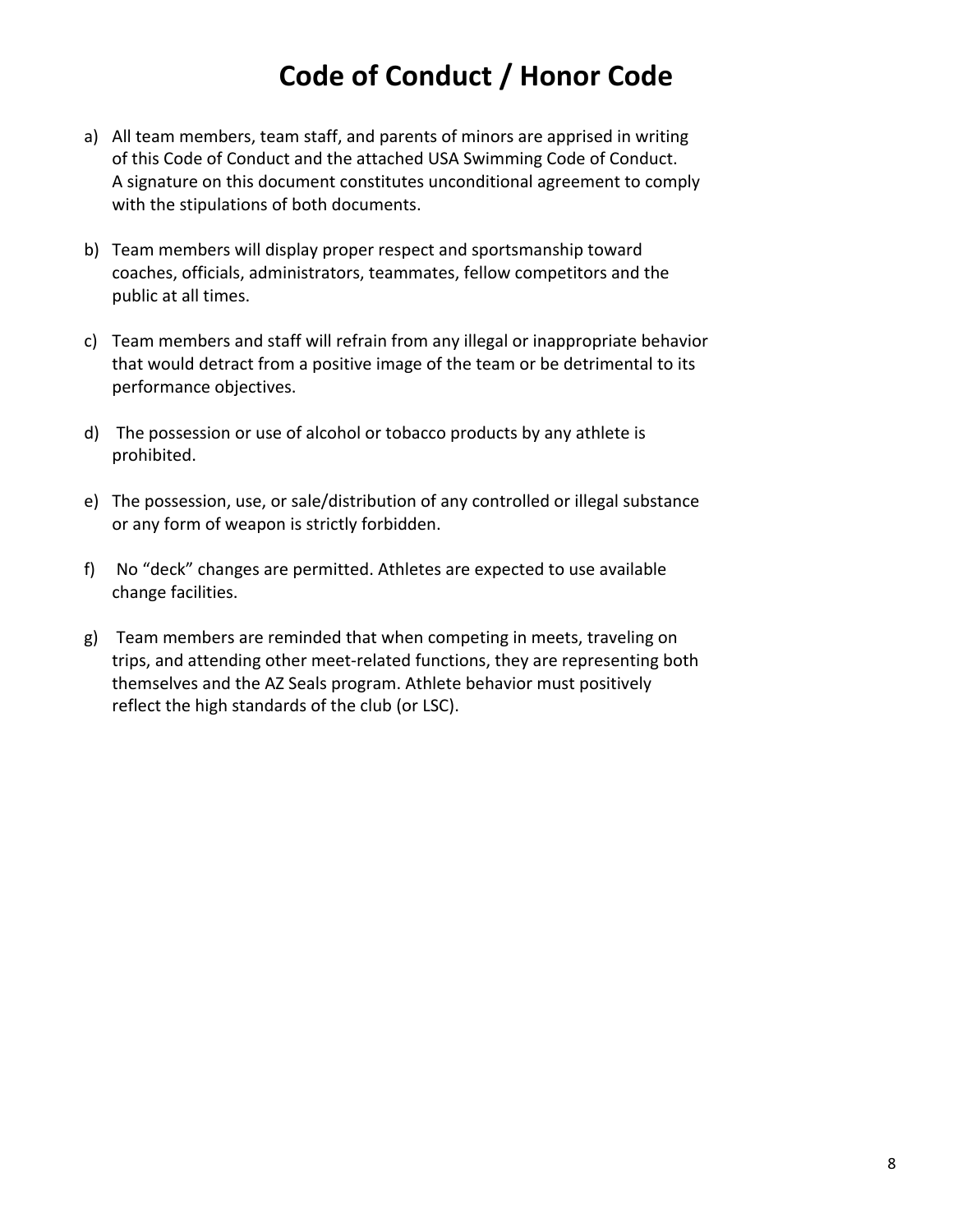# Code of Conduct / Honor Code

a) All team members, team staff, and parents of minors are apprised in writing of this Code of Conduct and the attached USA Swimming Code of Conduct. A signature on this document constitutes unconditional agreement to comply with the stipulations of both documents.

b) Team members will display proper respect and sportsmanship toward coaches, officials, administrators, teammates, fellow competitors and the public at all times.

c) Team members and staff will refrain from any illegal or inappropriate behavior that would detract from a positive image of the team or be detrimental to its performance objectives.

d) The possession or use of alcohol or tobacco products by any athlete is prohibited.

e) The possession, use, or sale/distribution of any controlled or illegal substance or any form of weapon is strictly forbidden.

f) No "deck" changes are permitted. Athletes are expected to use available change facilities.

g) Team members are reminded that when competing in meets, traveling on trips, and attending other meet-related functions, they are representing both themselves and the AZ Seals program. Athlete behavior must positively reflect the high standards of the club (or LSC).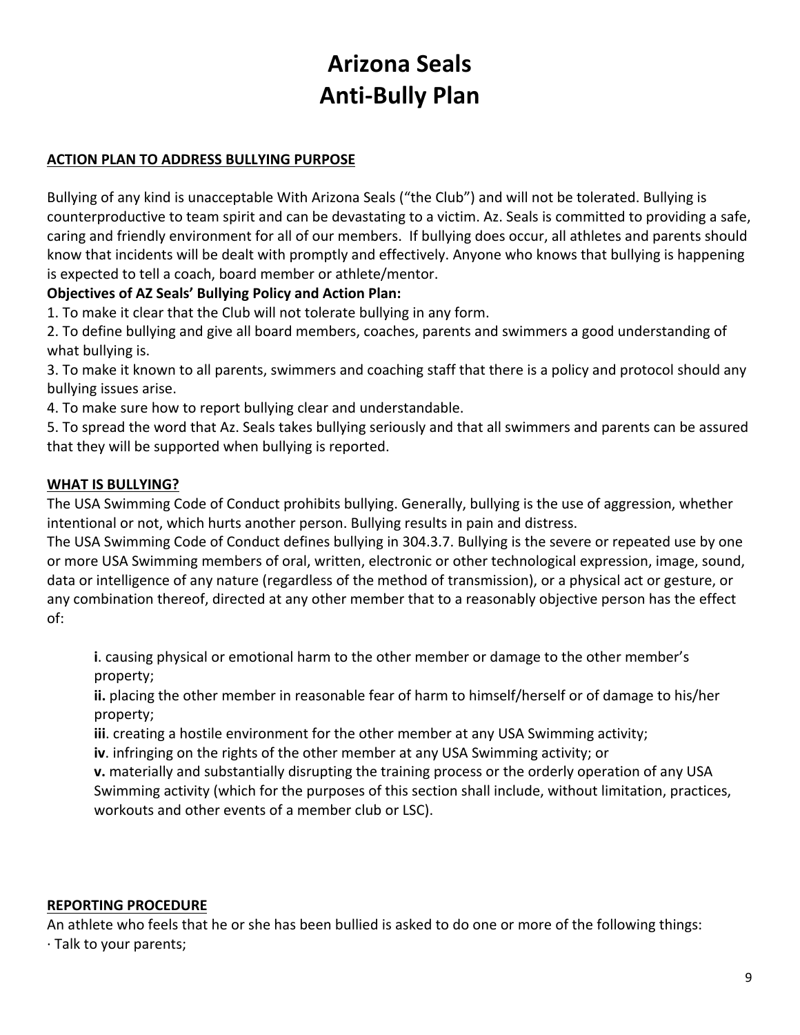# Arizona Seals
# Anti-Bully Plan

**ACTION PLAN TO ADDRESS BULLYING PURPOSE**

Bullying of any kind is unacceptable With Arizona Seals ("the Club") and will not be tolerated. Bullying is counterproductive to team spirit and can be devastating to a victim. Az. Seals is committed to providing a safe, caring and friendly environment for all of our members. If bullying does occur, all athletes and parents should know that incidents will be dealt with promptly and effectively. Anyone who knows that bullying is happening is expected to tell a coach, board member or athlete/mentor.

**Objectives of AZ Seals' Bullying Policy and Action Plan:**

1. To make it clear that the Club will not tolerate bullying in any form.
2. To define bullying and give all board members, coaches, parents and swimmers a good understanding of what bullying is.
3. To make it known to all parents, swimmers and coaching staff that there is a policy and protocol should any bullying issues arise.
4. To make sure how to report bullying clear and understandable.
5. To spread the word that Az. Seals takes bullying seriously and that all swimmers and parents can be assured that they will be supported when bullying is reported.

**WHAT IS BULLYING?**

The USA Swimming Code of Conduct prohibits bullying. Generally, bullying is the use of aggression, whether intentional or not, which hurts another person. Bullying results in pain and distress.

The USA Swimming Code of Conduct defines bullying in 304.3.7. Bullying is the severe or repeated use by one or more USA Swimming members of oral, written, electronic or other technological expression, image, sound, data or intelligence of any nature (regardless of the method of transmission), or a physical act or gesture, or any combination thereof, directed at any other member that to a reasonably objective person has the effect of:

> **i**. causing physical or emotional harm to the other member or damage to the other member's property;
> **ii.** placing the other member in reasonable fear of harm to himself/herself or of damage to his/her property;
> **iii**. creating a hostile environment for the other member at any USA Swimming activity;
> **iv**. infringing on the rights of the other member at any USA Swimming activity; or
> **v.** materially and substantially disrupting the training process or the orderly operation of any USA Swimming activity (which for the purposes of this section shall include, without limitation, practices, workouts and other events of a member club or LSC).

**REPORTING PROCEDURE**

An athlete who feels that he or she has been bullied is asked to do one or more of the following things:

· Talk to your parents;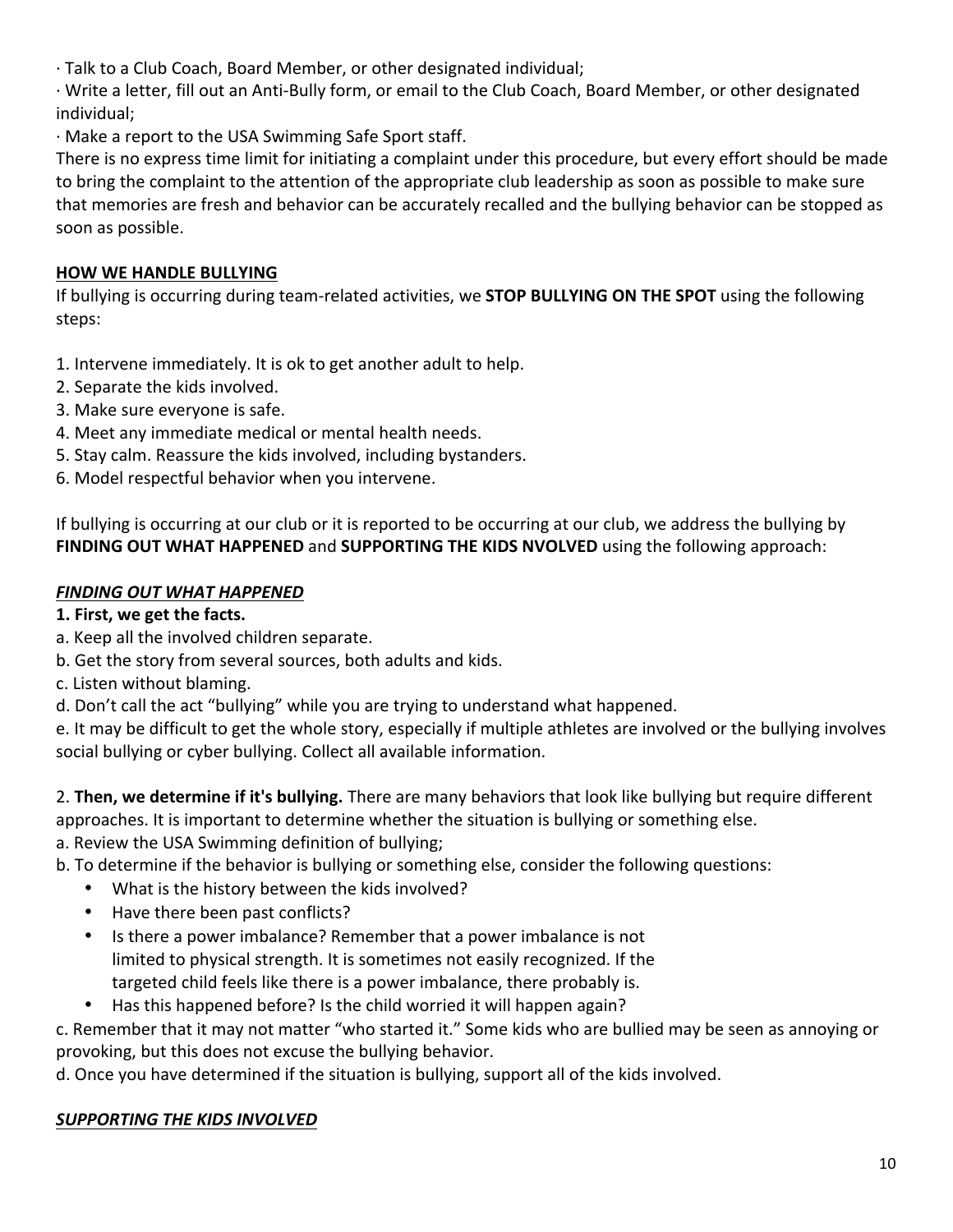· Talk to a Club Coach, Board Member, or other designated individual;

· Write a letter, fill out an Anti-Bully form, or email to the Club Coach, Board Member, or other designated individual;

· Make a report to the USA Swimming Safe Sport staff.

There is no express time limit for initiating a complaint under this procedure, but every effort should be made to bring the complaint to the attention of the appropriate club leadership as soon as possible to make sure that memories are fresh and behavior can be accurately recalled and the bullying behavior can be stopped as soon as possible.

## HOW WE HANDLE BULLYING

If bullying is occurring during team-related activities, we **STOP BULLYING ON THE SPOT** using the following steps:

1. Intervene immediately. It is ok to get another adult to help.
2. Separate the kids involved.
3. Make sure everyone is safe.
4. Meet any immediate medical or mental health needs.
5. Stay calm. Reassure the kids involved, including bystanders.
6. Model respectful behavior when you intervene.

If bullying is occurring at our club or it is reported to be occurring at our club, we address the bullying by **FINDING OUT WHAT HAPPENED** and **SUPPORTING THE KIDS NVOLVED** using the following approach:

### *FINDING OUT WHAT HAPPENED*

**1. First, we get the facts.**

a. Keep all the involved children separate.

b. Get the story from several sources, both adults and kids.

c. Listen without blaming.

d. Don't call the act "bullying" while you are trying to understand what happened.

e. It may be difficult to get the whole story, especially if multiple athletes are involved or the bullying involves social bullying or cyber bullying. Collect all available information.

2. **Then, we determine if it's bullying.** There are many behaviors that look like bullying but require different approaches. It is important to determine whether the situation is bullying or something else.

a. Review the USA Swimming definition of bullying;

b. To determine if the behavior is bullying or something else, consider the following questions:

- What is the history between the kids involved?
- Have there been past conflicts?
- Is there a power imbalance? Remember that a power imbalance is not limited to physical strength. It is sometimes not easily recognized. If the targeted child feels like there is a power imbalance, there probably is.
- Has this happened before? Is the child worried it will happen again?

c. Remember that it may not matter "who started it." Some kids who are bullied may be seen as annoying or provoking, but this does not excuse the bullying behavior.

d. Once you have determined if the situation is bullying, support all of the kids involved.

### *SUPPORTING THE KIDS INVOLVED*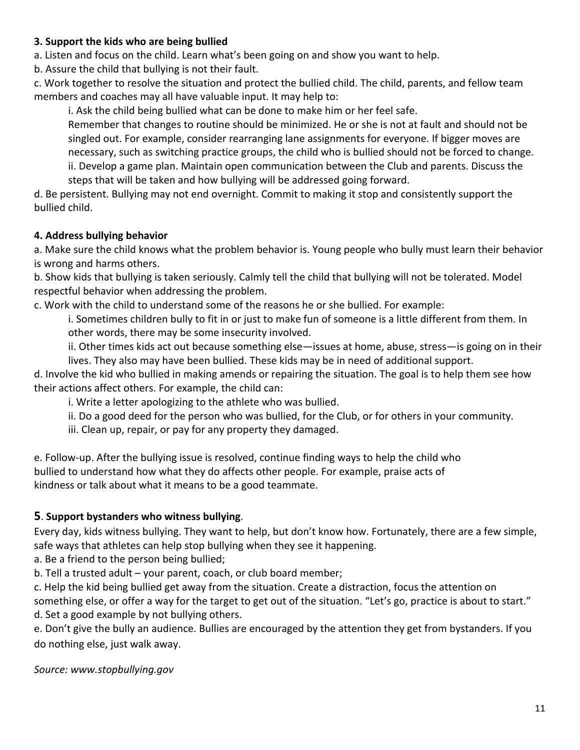**3. Support the kids who are being bullied**

a. Listen and focus on the child. Learn what's been going on and show you want to help.

b. Assure the child that bullying is not their fault.

c. Work together to resolve the situation and protect the bullied child. The child, parents, and fellow team members and coaches may all have valuable input. It may help to:

    i. Ask the child being bullied what can be done to make him or her feel safe.
    Remember that changes to routine should be minimized. He or she is not at fault and should not be singled out. For example, consider rearranging lane assignments for everyone. If bigger moves are necessary, such as switching practice groups, the child who is bullied should not be forced to change.

    ii. Develop a game plan. Maintain open communication between the Club and parents. Discuss the steps that will be taken and how bullying will be addressed going forward.

d. Be persistent. Bullying may not end overnight. Commit to making it stop and consistently support the bullied child.

**4. Address bullying behavior**

a. Make sure the child knows what the problem behavior is. Young people who bully must learn their behavior is wrong and harms others.

b. Show kids that bullying is taken seriously. Calmly tell the child that bullying will not be tolerated. Model respectful behavior when addressing the problem.

c. Work with the child to understand some of the reasons he or she bullied. For example:

    i. Sometimes children bully to fit in or just to make fun of someone is a little different from them. In other words, there may be some insecurity involved.

    ii. Other times kids act out because something else—issues at home, abuse, stress—is going on in their lives. They also may have been bullied. These kids may be in need of additional support.

d. Involve the kid who bullied in making amends or repairing the situation. The goal is to help them see how their actions affect others. For example, the child can:

    i. Write a letter apologizing to the athlete who was bullied.

    ii. Do a good deed for the person who was bullied, for the Club, or for others in your community.

    iii. Clean up, repair, or pay for any property they damaged.

e. Follow-up. After the bullying issue is resolved, continue finding ways to help the child who bullied to understand how what they do affects other people. For example, praise acts of kindness or talk about what it means to be a good teammate.

**5. Support bystanders who witness bullying**.

Every day, kids witness bullying. They want to help, but don't know how. Fortunately, there are a few simple, safe ways that athletes can help stop bullying when they see it happening.

a. Be a friend to the person being bullied;

b. Tell a trusted adult – your parent, coach, or club board member;

c. Help the kid being bullied get away from the situation. Create a distraction, focus the attention on something else, or offer a way for the target to get out of the situation. "Let's go, practice is about to start."

d. Set a good example by not bullying others.

e. Don't give the bully an audience. Bullies are encouraged by the attention they get from bystanders. If you do nothing else, just walk away.

*Source: www.stopbullying.gov*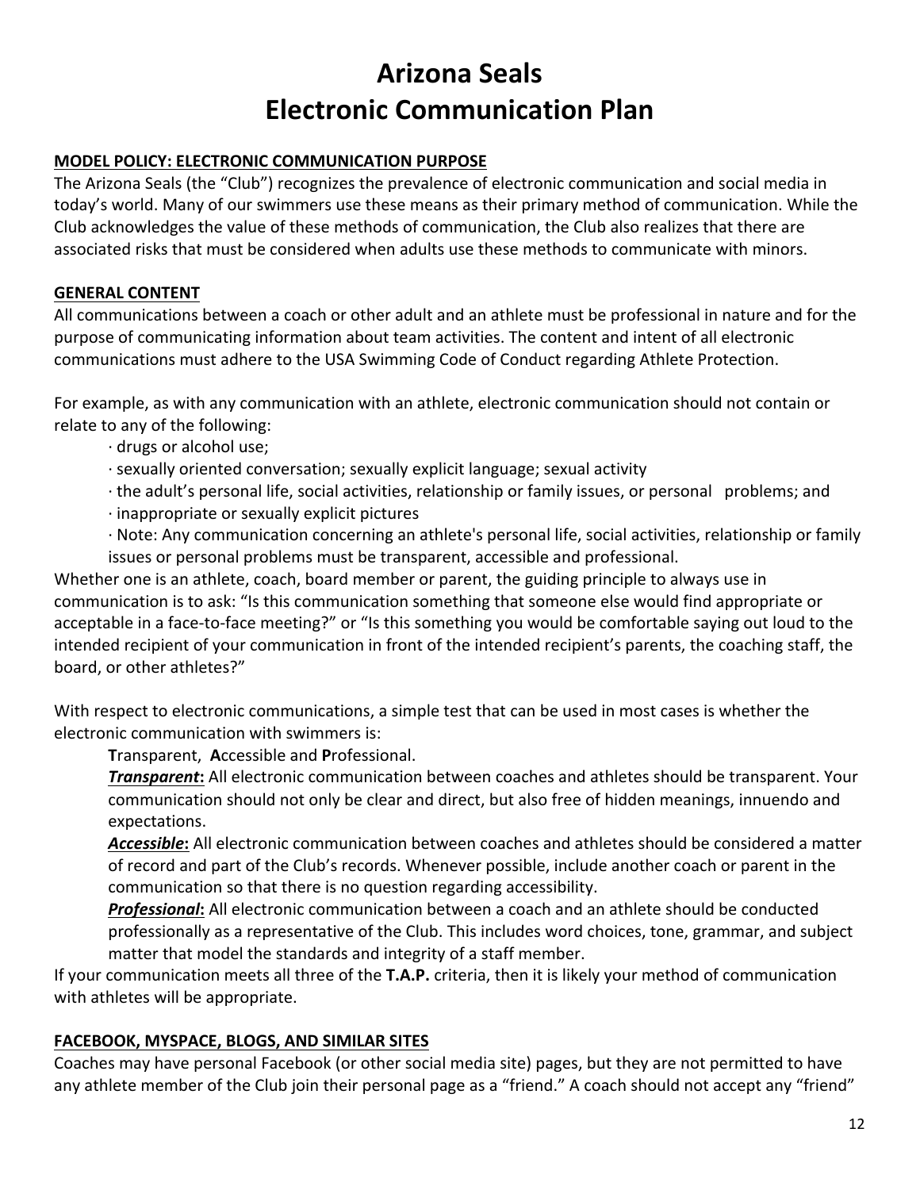# Arizona Seals
# Electronic Communication Plan

**MODEL POLICY: ELECTRONIC COMMUNICATION PURPOSE**

The Arizona Seals (the "Club") recognizes the prevalence of electronic communication and social media in today's world. Many of our swimmers use these means as their primary method of communication. While the Club acknowledges the value of these methods of communication, the Club also realizes that there are associated risks that must be considered when adults use these methods to communicate with minors.

**GENERAL CONTENT**

All communications between a coach or other adult and an athlete must be professional in nature and for the purpose of communicating information about team activities. The content and intent of all electronic communications must adhere to the USA Swimming Code of Conduct regarding Athlete Protection.

For example, as with any communication with an athlete, electronic communication should not contain or relate to any of the following:

- drugs or alcohol use;
- sexually oriented conversation; sexually explicit language; sexual activity
- the adult's personal life, social activities, relationship or family issues, or personal problems; and
- inappropriate or sexually explicit pictures
- Note: Any communication concerning an athlete's personal life, social activities, relationship or family issues or personal problems must be transparent, accessible and professional.

Whether one is an athlete, coach, board member or parent, the guiding principle to always use in communication is to ask: "Is this communication something that someone else would find appropriate or acceptable in a face-to-face meeting?" or "Is this something you would be comfortable saying out loud to the intended recipient of your communication in front of the intended recipient's parents, the coaching staff, the board, or other athletes?"

With respect to electronic communications, a simple test that can be used in most cases is whether the electronic communication with swimmers is:

**T**ransparent, **A**ccessible and **P**rofessional.

***Transparent*:** All electronic communication between coaches and athletes should be transparent. Your communication should not only be clear and direct, but also free of hidden meanings, innuendo and expectations.

***Accessible*:** All electronic communication between coaches and athletes should be considered a matter of record and part of the Club's records. Whenever possible, include another coach or parent in the communication so that there is no question regarding accessibility.

***Professional*:** All electronic communication between a coach and an athlete should be conducted professionally as a representative of the Club. This includes word choices, tone, grammar, and subject matter that model the standards and integrity of a staff member.

If your communication meets all three of the **T.A.P.** criteria, then it is likely your method of communication with athletes will be appropriate.

**FACEBOOK, MYSPACE, BLOGS, AND SIMILAR SITES**

Coaches may have personal Facebook (or other social media site) pages, but they are not permitted to have any athlete member of the Club join their personal page as a "friend." A coach should not accept any "friend"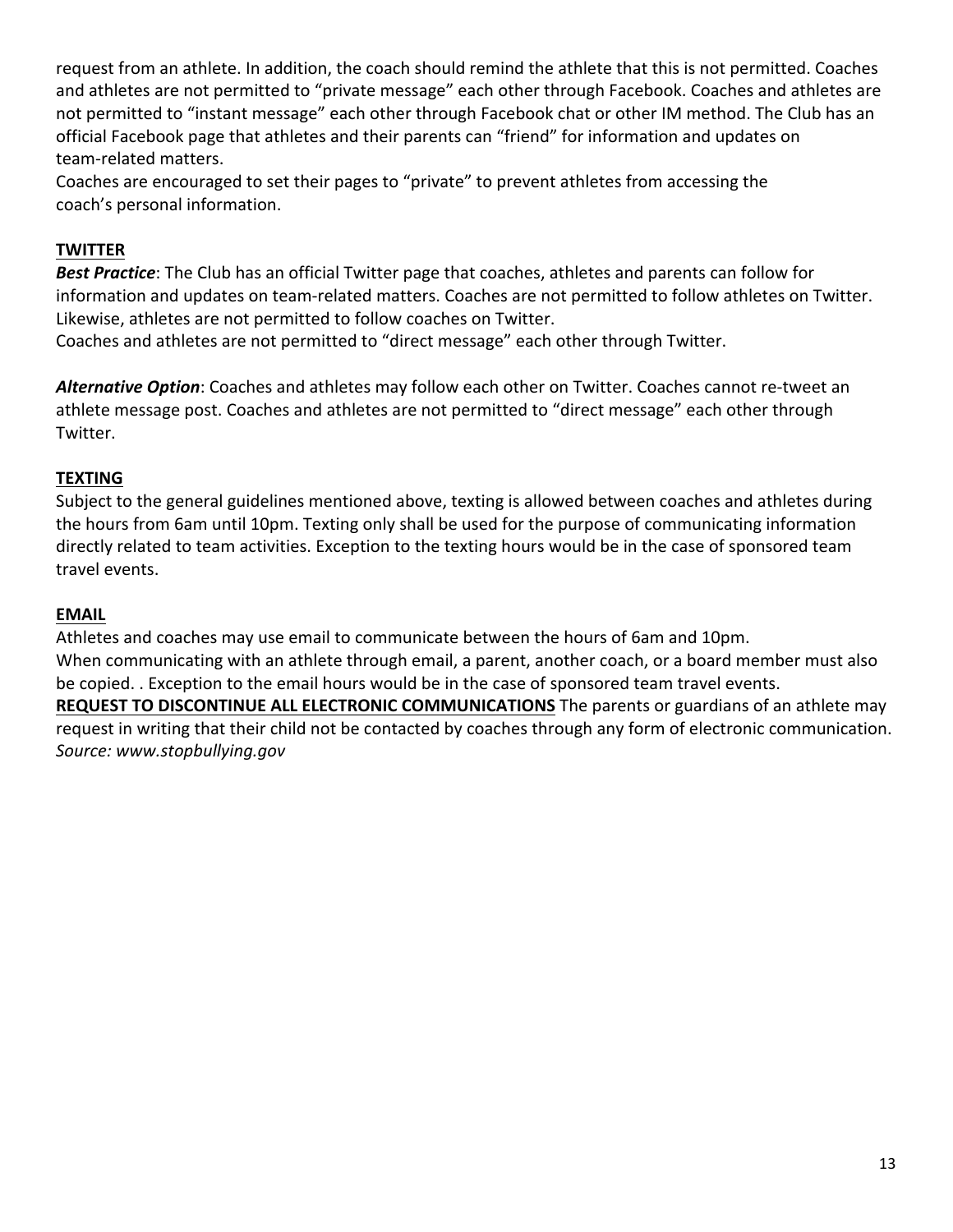request from an athlete. In addition, the coach should remind the athlete that this is not permitted. Coaches and athletes are not permitted to "private message" each other through Facebook. Coaches and athletes are not permitted to "instant message" each other through Facebook chat or other IM method. The Club has an official Facebook page that athletes and their parents can "friend" for information and updates on team-related matters.

Coaches are encouraged to set their pages to "private" to prevent athletes from accessing the coach's personal information.

**TWITTER**

***Best Practice***: The Club has an official Twitter page that coaches, athletes and parents can follow for information and updates on team-related matters. Coaches are not permitted to follow athletes on Twitter. Likewise, athletes are not permitted to follow coaches on Twitter.

Coaches and athletes are not permitted to "direct message" each other through Twitter.

***Alternative Option***: Coaches and athletes may follow each other on Twitter. Coaches cannot re-tweet an athlete message post. Coaches and athletes are not permitted to "direct message" each other through Twitter.

**TEXTING**

Subject to the general guidelines mentioned above, texting is allowed between coaches and athletes during the hours from 6am until 10pm. Texting only shall be used for the purpose of communicating information directly related to team activities. Exception to the texting hours would be in the case of sponsored team travel events.

**EMAIL**

Athletes and coaches may use email to communicate between the hours of 6am and 10pm.

When communicating with an athlete through email, a parent, another coach, or a board member must also be copied. . Exception to the email hours would be in the case of sponsored team travel events.

**REQUEST TO DISCONTINUE ALL ELECTRONIC COMMUNICATIONS** The parents or guardians of an athlete may request in writing that their child not be contacted by coaches through any form of electronic communication.

*Source: www.stopbullying.gov*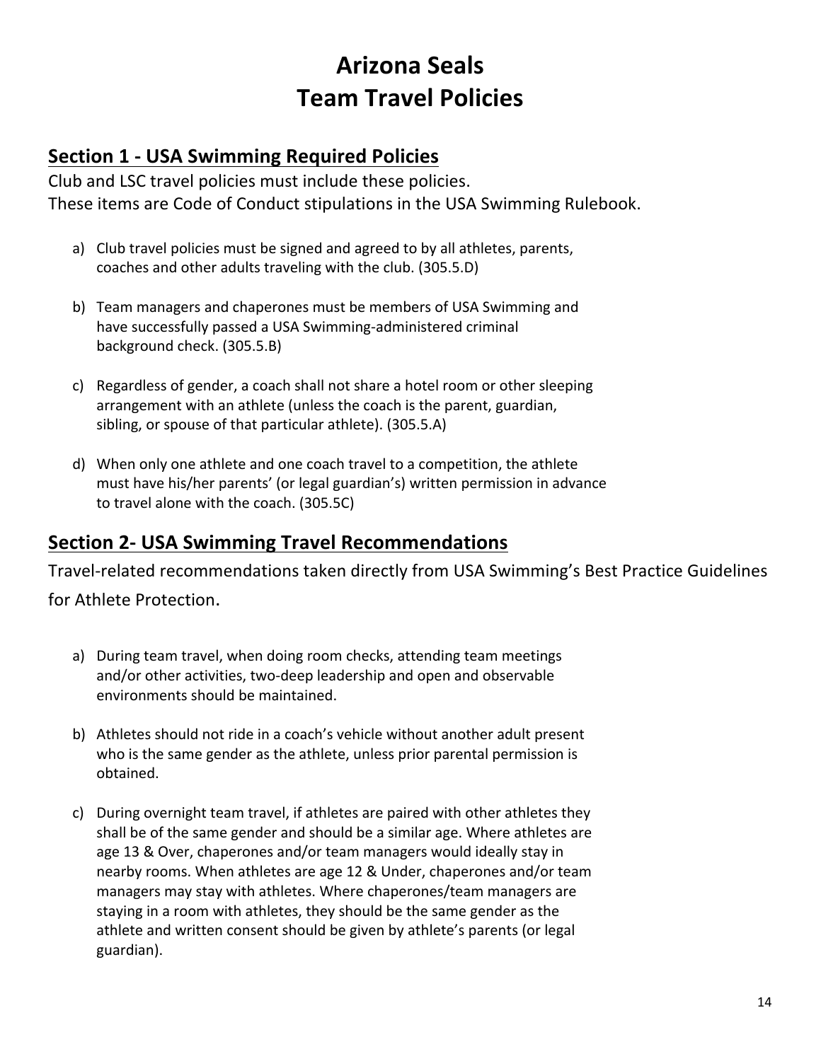# Arizona Seals
# Team Travel Policies

## Section 1 - USA Swimming Required Policies

Club and LSC travel policies must include these policies.
These items are Code of Conduct stipulations in the USA Swimming Rulebook.

a) Club travel policies must be signed and agreed to by all athletes, parents, coaches and other adults traveling with the club. (305.5.D)

b) Team managers and chaperones must be members of USA Swimming and have successfully passed a USA Swimming-administered criminal background check. (305.5.B)

c) Regardless of gender, a coach shall not share a hotel room or other sleeping arrangement with an athlete (unless the coach is the parent, guardian, sibling, or spouse of that particular athlete). (305.5.A)

d) When only one athlete and one coach travel to a competition, the athlete must have his/her parents' (or legal guardian's) written permission in advance to travel alone with the coach. (305.5C)

## Section 2- USA Swimming Travel Recommendations

Travel-related recommendations taken directly from USA Swimming's Best Practice Guidelines for Athlete Protection.

a) During team travel, when doing room checks, attending team meetings and/or other activities, two-deep leadership and open and observable environments should be maintained.

b) Athletes should not ride in a coach's vehicle without another adult present who is the same gender as the athlete, unless prior parental permission is obtained.

c) During overnight team travel, if athletes are paired with other athletes they shall be of the same gender and should be a similar age. Where athletes are age 13 & Over, chaperones and/or team managers would ideally stay in nearby rooms. When athletes are age 12 & Under, chaperones and/or team managers may stay with athletes. Where chaperones/team managers are staying in a room with athletes, they should be the same gender as the athlete and written consent should be given by athlete's parents (or legal guardian).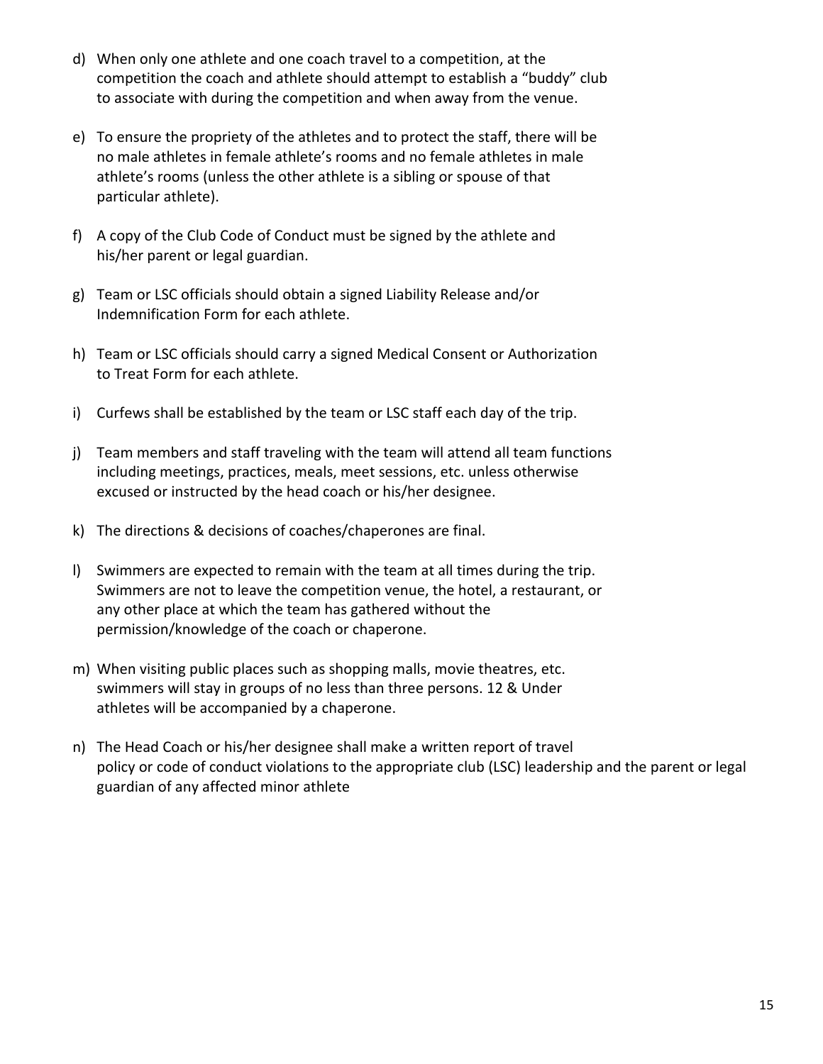d) When only one athlete and one coach travel to a competition, at the competition the coach and athlete should attempt to establish a "buddy" club to associate with during the competition and when away from the venue.

e) To ensure the propriety of the athletes and to protect the staff, there will be no male athletes in female athlete's rooms and no female athletes in male athlete's rooms (unless the other athlete is a sibling or spouse of that particular athlete).

f) A copy of the Club Code of Conduct must be signed by the athlete and his/her parent or legal guardian.

g) Team or LSC officials should obtain a signed Liability Release and/or Indemnification Form for each athlete.

h) Team or LSC officials should carry a signed Medical Consent or Authorization to Treat Form for each athlete.

i) Curfews shall be established by the team or LSC staff each day of the trip.

j) Team members and staff traveling with the team will attend all team functions including meetings, practices, meals, meet sessions, etc. unless otherwise excused or instructed by the head coach or his/her designee.

k) The directions & decisions of coaches/chaperones are final.

l) Swimmers are expected to remain with the team at all times during the trip. Swimmers are not to leave the competition venue, the hotel, a restaurant, or any other place at which the team has gathered without the permission/knowledge of the coach or chaperone.

m) When visiting public places such as shopping malls, movie theatres, etc. swimmers will stay in groups of no less than three persons. 12 & Under athletes will be accompanied by a chaperone.

n) The Head Coach or his/her designee shall make a written report of travel policy or code of conduct violations to the appropriate club (LSC) leadership and the parent or legal guardian of any affected minor athlete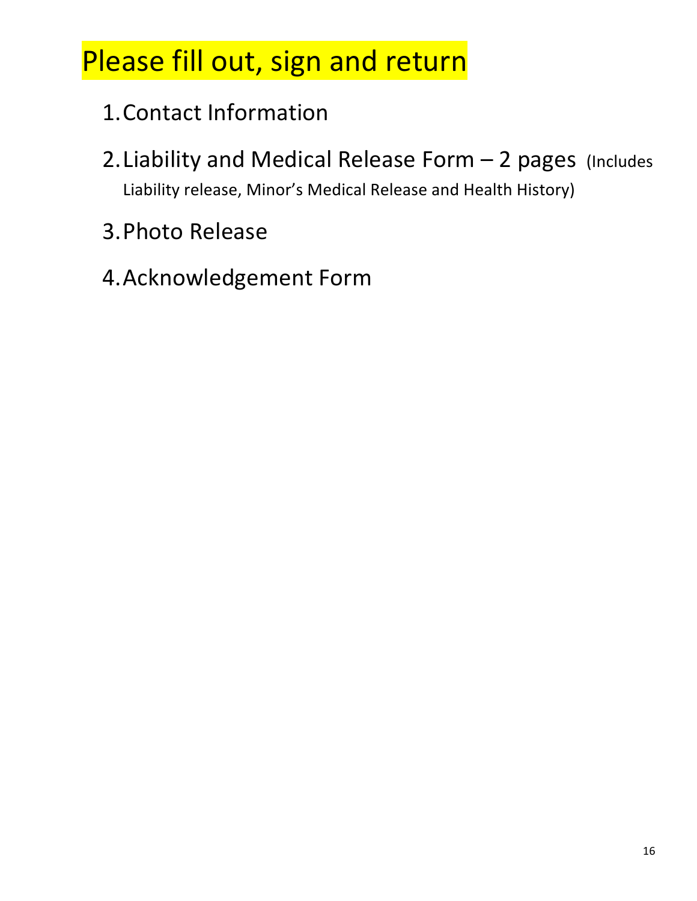# Please fill out, sign and return

1. Contact Information
2. Liability and Medical Release Form – 2 pages (Includes Liability release, Minor's Medical Release and Health History)
3. Photo Release
4. Acknowledgement Form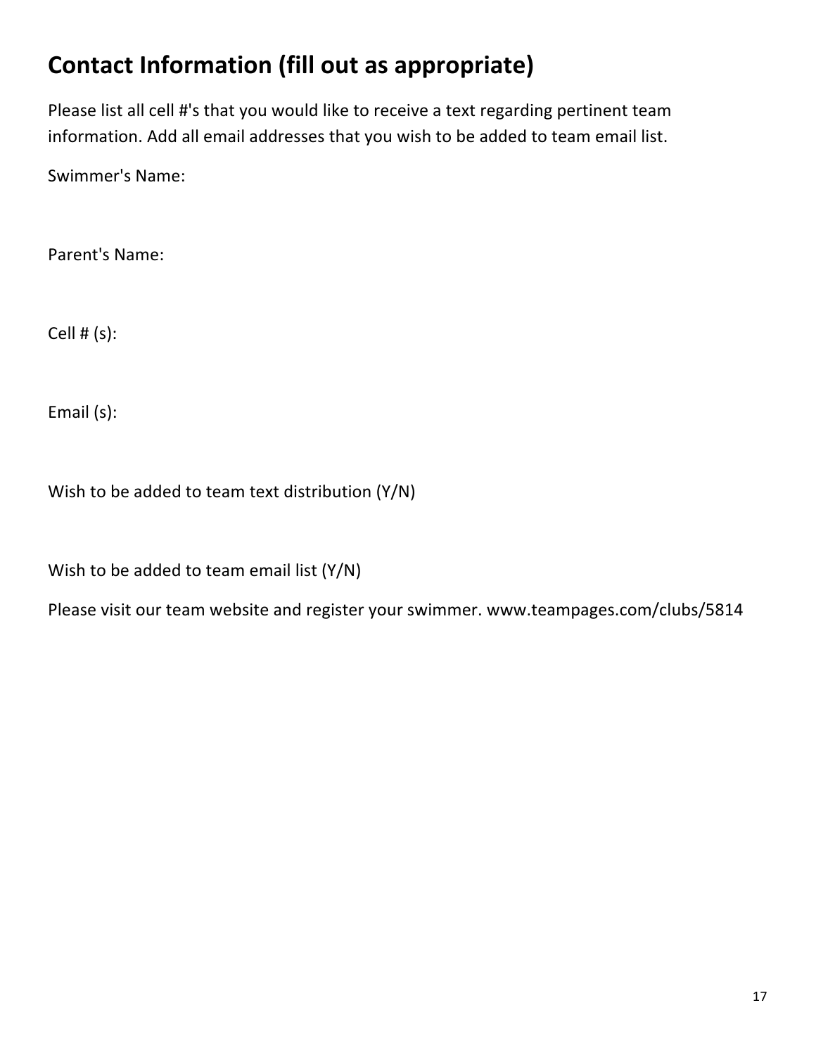## Contact Information (fill out as appropriate)

Please list all cell #'s that you would like to receive a text regarding pertinent team information. Add all email addresses that you wish to be added to team email list.

Swimmer's Name:

Parent's Name:

Cell # (s):

Email (s):

Wish to be added to team text distribution (Y/N)

Wish to be added to team email list (Y/N)

Please visit our team website and register your swimmer. www.teampages.com/clubs/5814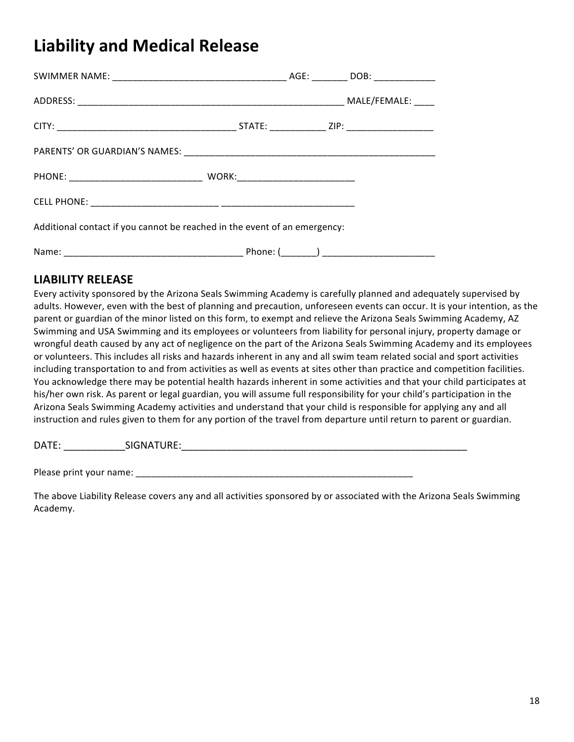# Liability and Medical Release

SWIMMER NAME: _________________________________ AGE: _______ DOB: ____________

ADDRESS: ____________________________________________________ MALE/FEMALE: ____

CITY: __________________________________ STATE: ___________ ZIP: ________________

PARENTS' OR GUARDIAN'S NAMES: _______________________________________________

PHONE: __________________________ WORK:______________________

CELL PHONE: ________________________ __________________________

Additional contact if you cannot be reached in the event of an emergency:

Name: __________________________________ Phone: (_______) _____________________

## LIABILITY RELEASE

Every activity sponsored by the Arizona Seals Swimming Academy is carefully planned and adequately supervised by adults. However, even with the best of planning and precaution, unforeseen events can occur. It is your intention, as the parent or guardian of the minor listed on this form, to exempt and relieve the Arizona Seals Swimming Academy, AZ Swimming and USA Swimming and its employees or volunteers from liability for personal injury, property damage or wrongful death caused by any act of negligence on the part of the Arizona Seals Swimming Academy and its employees or volunteers. This includes all risks and hazards inherent in any and all swim team related social and sport activities including transportation to and from activities as well as events at sites other than practice and competition facilities. You acknowledge there may be potential health hazards inherent in some activities and that your child participates at his/her own risk. As parent or legal guardian, you will assume full responsibility for your child's participation in the Arizona Seals Swimming Academy activities and understand that your child is responsible for applying any and all instruction and rules given to them for any portion of the travel from departure until return to parent or guardian.

DATE: ___________SIGNATURE:_____________________________________________________

Please print your name: ______________________________________________________

The above Liability Release covers any and all activities sponsored by or associated with the Arizona Seals Swimming Academy.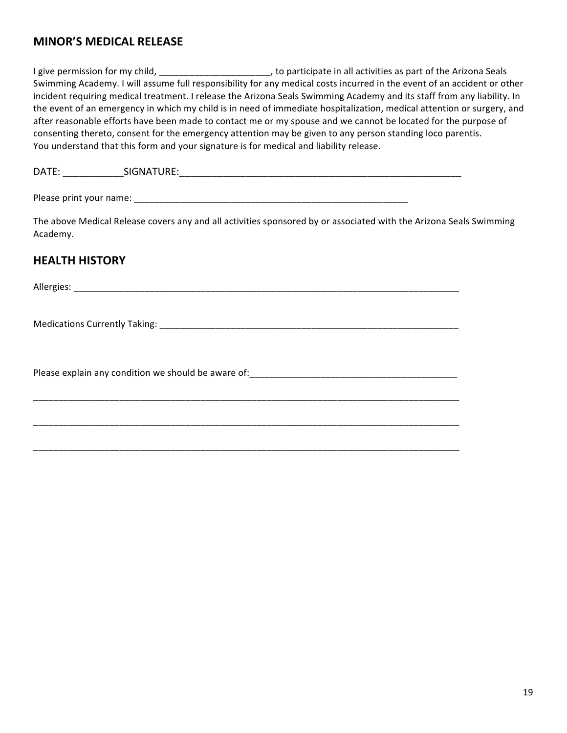## MINOR'S MEDICAL RELEASE

I give permission for my child, ______________________, to participate in all activities as part of the Arizona Seals Swimming Academy. I will assume full responsibility for any medical costs incurred in the event of an accident or other incident requiring medical treatment. I release the Arizona Seals Swimming Academy and its staff from any liability. In the event of an emergency in which my child is in need of immediate hospitalization, medical attention or surgery, and after reasonable efforts have been made to contact me or my spouse and we cannot be located for the purpose of consenting thereto, consent for the emergency attention may be given to any person standing loco parentis.
You understand that this form and your signature is for medical and liability release.

DATE: ___________SIGNATURE:_______________________________________________________

Please print your name: ________________________________________________________

The above Medical Release covers any and all activities sponsored by or associated with the Arizona Seals Swimming Academy.

## HEALTH HISTORY

Allergies: ____________________________________________________________________________

Medications Currently Taking: ____________________________________________________________

Please explain any condition we should be aware of:__________________________________________

_______________________________________________________________________________________

_______________________________________________________________________________________

_______________________________________________________________________________________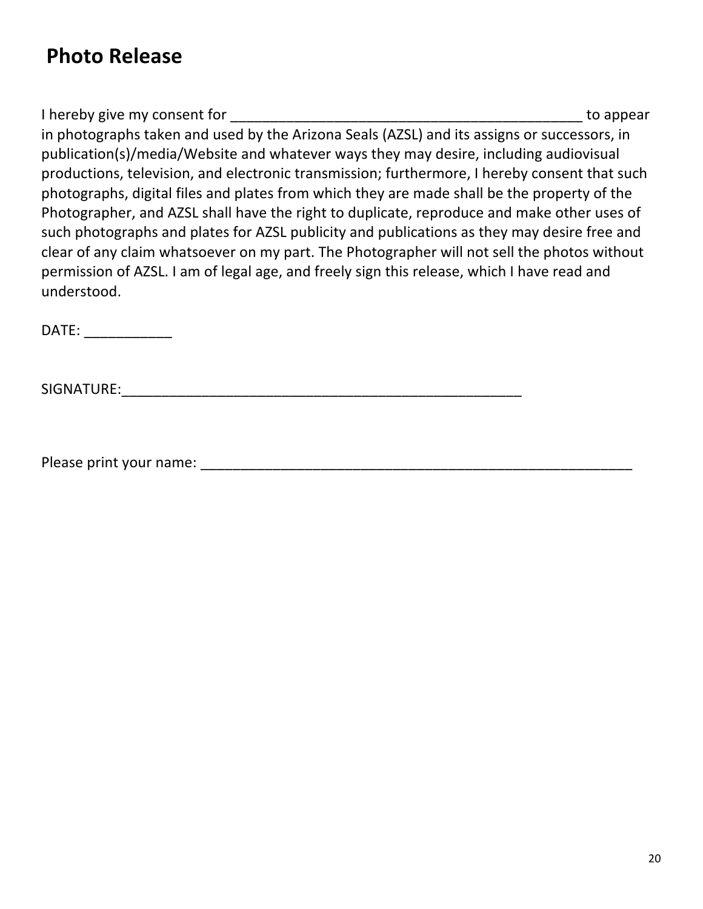## Photo Release

I hereby give my consent for _______________________________________________ to appear in photographs taken and used by the Arizona Seals (AZSL) and its assigns or successors, in publication(s)/media/Website and whatever ways they may desire, including audiovisual productions, television, and electronic transmission; furthermore, I hereby consent that such photographs, digital files and plates from which they are made shall be the property of the Photographer, and AZSL shall have the right to duplicate, reproduce and make other uses of such photographs and plates for AZSL publicity and publications as they may desire free and clear of any claim whatsoever on my part. The Photographer will not sell the photos without permission of AZSL. I am of legal age, and freely sign this release, which I have read and understood.

DATE: ___________

SIGNATURE:_____________________________________________________

Please print your name: __________________________________________________________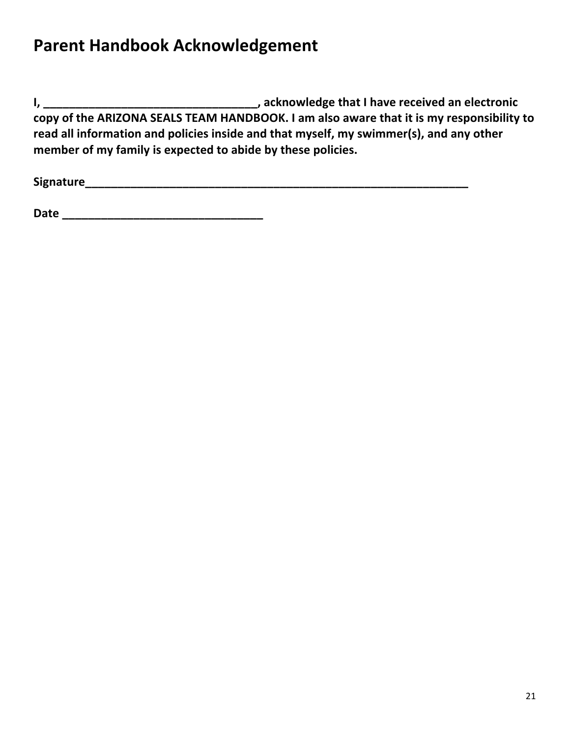# Parent Handbook Acknowledgement

**I, _________________________________, acknowledge that I have received an electronic copy of the ARIZONA SEALS TEAM HANDBOOK. I am also aware that it is my responsibility to read all information and policies inside and that myself, my swimmer(s), and any other member of my family is expected to abide by these policies.**

**Signature_____________________________________________________________**

**Date _______________________________**